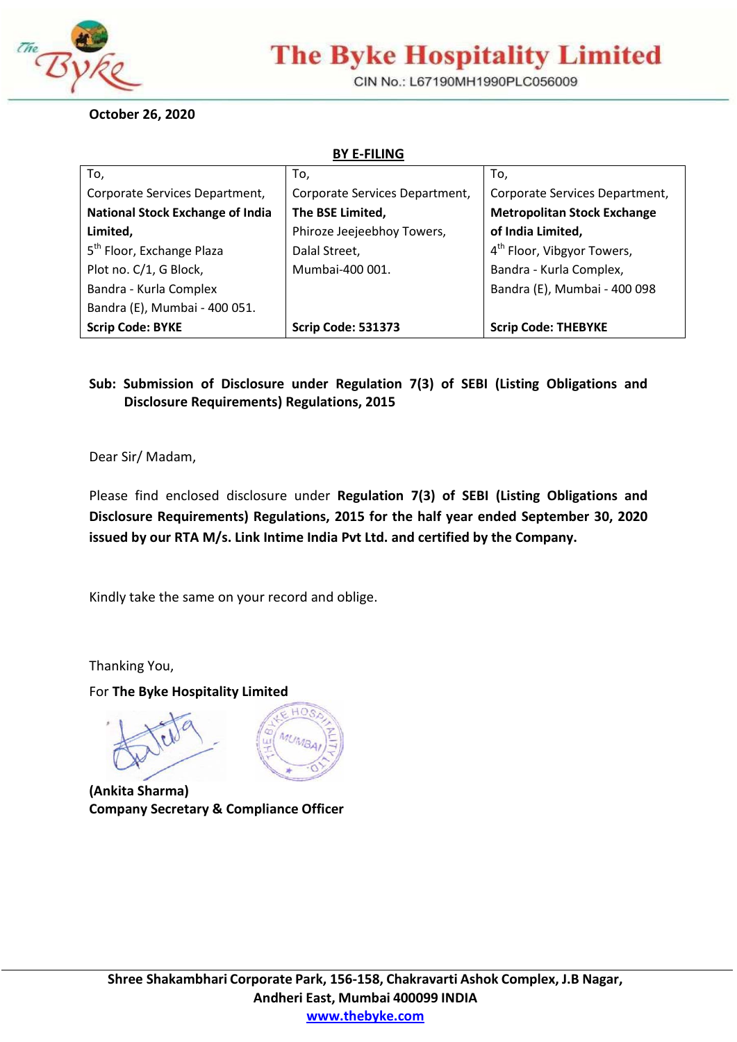# The Byke Hospitality Limited

CIN No.: L67190MH1990PLC056009

**October 26, 2020**

**BY E-FILING**

| To, | To, | To, |
|---|---|---|
| Corporate Services Department, **National Stock Exchange of India Limited,** 5th Floor, Exchange Plaza Plot no. C/1, G Block, Bandra - Kurla Complex Bandra (E), Mumbai - 400 051. | Corporate Services Department, **The BSE Limited,** Phiroze Jeejeebhoy Towers, Dalal Street, Mumbai-400 001. | Corporate Services Department, **Metropolitan Stock Exchange of India Limited,** 4th Floor, Vibgyor Towers, Bandra - Kurla Complex, Bandra (E), Mumbai - 400 098 |
| **Scrip Code: BYKE** | **Scrip Code: 531373** | **Scrip Code: THEBYKE** |

**Sub: Submission of Disclosure under Regulation 7(3) of SEBI (Listing Obligations and Disclosure Requirements) Regulations, 2015**

Dear Sir/ Madam,

Please find enclosed disclosure under **Regulation 7(3) of SEBI (Listing Obligations and Disclosure Requirements) Regulations, 2015 for the half year ended September 30, 2020 issued by our RTA M/s. Link Intime India Pvt Ltd. and certified by the Company.**

Kindly take the same on your record and oblige.

Thanking You,

For **The Byke Hospitality Limited**

**(Ankita Sharma)**
**Company Secretary & Compliance Officer**

**Shree Shakambhari Corporate Park, 156-158, Chakravarti Ashok Complex, J.B Nagar, Andheri East, Mumbai 400099 INDIA**
**www.thebyke.com**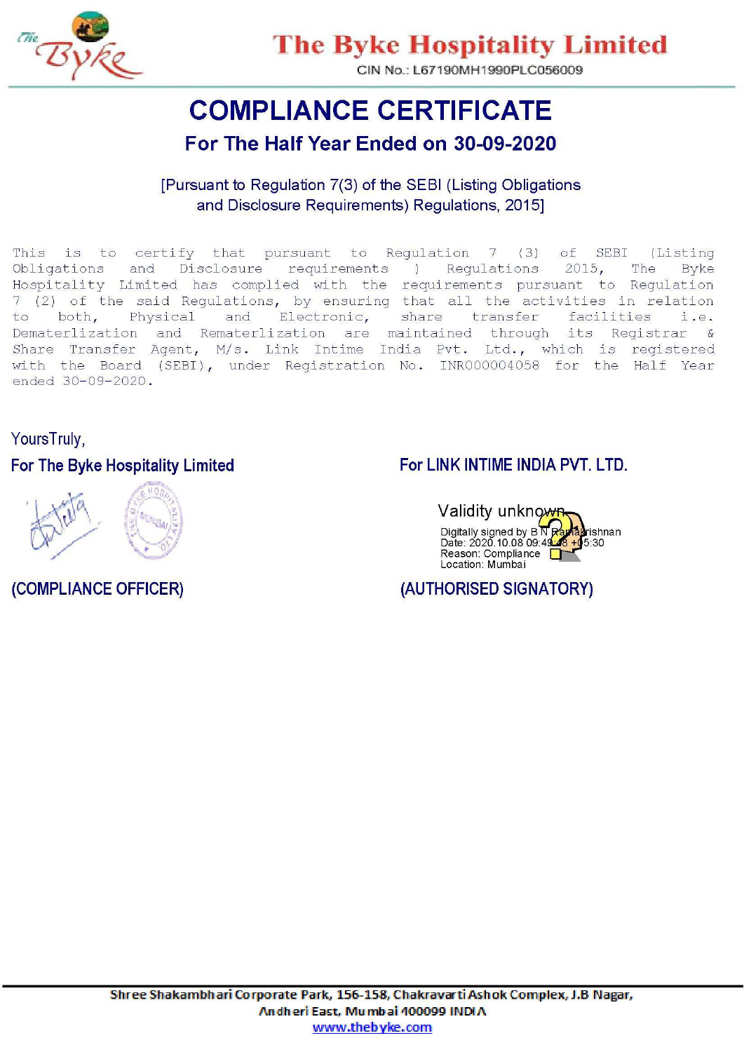# The Byke Hospitality Limited

CIN No.: L67190MH1990PLC056009

# COMPLIANCE CERTIFICATE

## For The Half Year Ended on 30-09-2020

[Pursuant to Regulation 7(3) of the SEBI (Listing Obligations and Disclosure Requirements) Regulations, 2015]

This is to certify that pursuant to Regulation 7 (3) of SEBI (Listing Obligations and Disclosure requirements ) Regulations 2015, The Byke Hospitality Limited has complied with the requirements pursuant to Regulation 7 (2) of the said Regulations, by ensuring that all the activities in relation to both, Physical and Electronic, share transfer facilities i.e. Dematerlization and Rematerlization are maintained through its Registrar & Share Transfer Agent, M/s. Link Intime India Pvt. Ltd., which is registered with the Board (SEBI), under Registration No. INR000004058 for the Half Year ended 30-09-2020.

YoursTruly,

**For The Byke Hospitality Limited**

**(COMPLIANCE OFFICER)**

**For LINK INTIME INDIA PVT. LTD.**

Validity unknown

Digitally signed by B N Ramakrishnan
Date: 2020.10.08 09:49:48 +05:30
Reason: Compliance
Location: Mumbai

**(AUTHORISED SIGNATORY)**

Shree Shakambhari Corporate Park, 156-158, Chakravarti Ashok Complex, J.B Nagar, Andheri East, Mumbai 400099 INDIA
www.thebyke.com